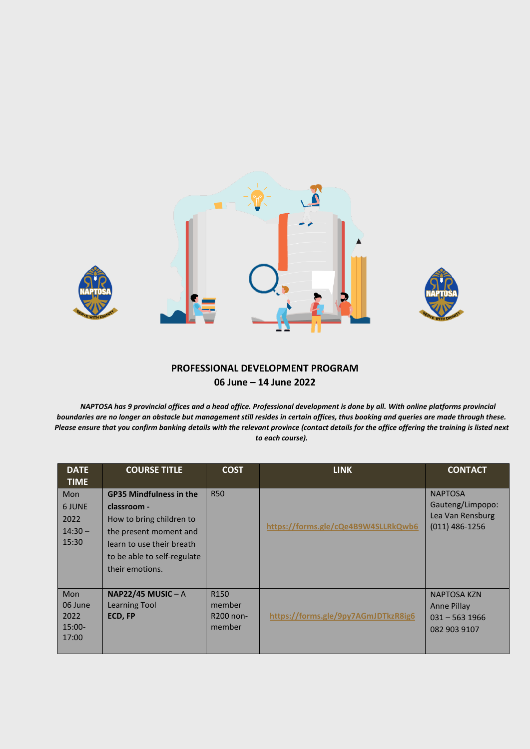**PROFESSIONAL DEVELOPMENT PROGRAM**
**06 June – 14 June 2022**

*NAPTOSA has 9 provincial offices and a head office. Professional development is done by all. With online platforms provincial boundaries are no longer an obstacle but management still resides in certain offices, thus booking and queries are made through these. Please ensure that you confirm banking details with the relevant province (contact details for the office offering the training is listed next to each course).*

| DATE TIME | COURSE TITLE | COST | LINK | CONTACT |
|---|---|---|---|---|
| Mon 6 JUNE 2022 14:30 – 15:30 | **GP35 Mindfulness in the classroom -** How to bring children to the present moment and learn to use their breath to be able to self-regulate their emotions. | R50 | https://forms.gle/cQe4B9W4SLLRkQwb6 | NAPTOSA Gauteng/Limpopo: Lea Van Rensburg (011) 486-1256 |
| Mon 06 June 2022 15:00-17:00 | **NAP22/45 MUSIC** – A Learning Tool **ECD, FP** | R150 member R200 non-member | https://forms.gle/9py7AGmJDTkzR8ig6 | NAPTOSA KZN Anne Pillay 031 – 563 1966 082 903 9107 |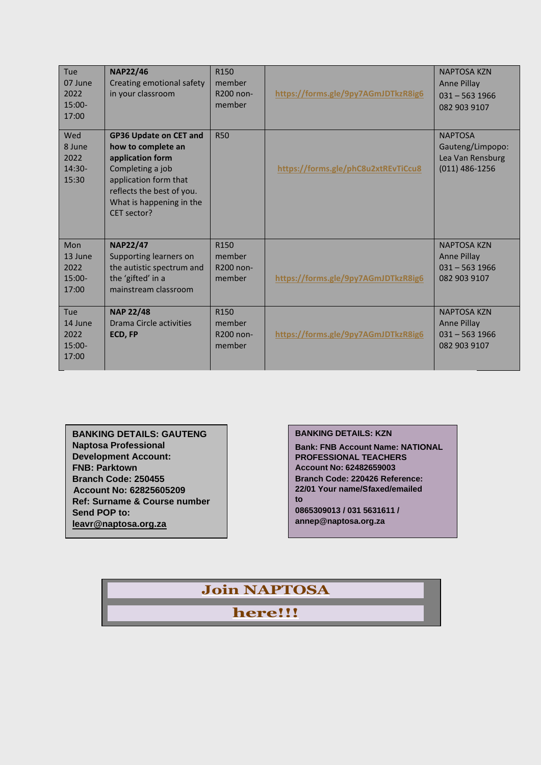| | | | | |
|---|---|---|---|---|
| Tue 07 June 2022 15:00-17:00 | **NAP22/46** Creating emotional safety in your classroom | R150 member R200 non-member | https://forms.gle/9py7AGmJDTkzR8ig6 | NAPTOSA KZN Anne Pillay 031 – 563 1966 082 903 9107 |
| Wed 8 June 2022 14:30-15:30 | **GP36 Update on CET and how to complete an application form** Completing a job application form that reflects the best of you. What is happening in the CET sector? | R50 | https://forms.gle/phC8u2xtREvTiCcu8 | NAPTOSA Gauteng/Limpopo: Lea Van Rensburg (011) 486-1256 |
| Mon 13 June 2022 15:00-17:00 | **NAP22/47** Supporting learners on the autistic spectrum and the 'gifted' in a mainstream classroom | R150 member R200 non-member | https://forms.gle/9py7AGmJDTkzR8ig6 | NAPTOSA KZN Anne Pillay 031 – 563 1966 082 903 9107 |
| Tue 14 June 2022 15:00-17:00 | **NAP 22/48** Drama Circle activities **ECD, FP** | R150 member R200 non-member | https://forms.gle/9py7AGmJDTkzR8ig6 | NAPTOSA KZN Anne Pillay 031 – 563 1966 082 903 9107 |

**BANKING DETAILS: GAUTENG**
**Naptosa Professional Development Account:**
**FNB: Parktown**
**Branch Code: 250455**
**Account No: 62825605209**
**Ref: Surname & Course number**
**Send POP to:**
**leavr@naptosa.org.za**

**BANKING DETAILS: KZN**
**Bank: FNB Account Name: NATIONAL PROFESSIONAL TEACHERS**
**Account No: 62482659003**
**Branch Code: 220426 Reference: 22/01 Your name/Sfaxed/emailed to**
**0865309013 / 031 5631611 / annep@naptosa.org.za**

**Join NAPTOSA here!!!**